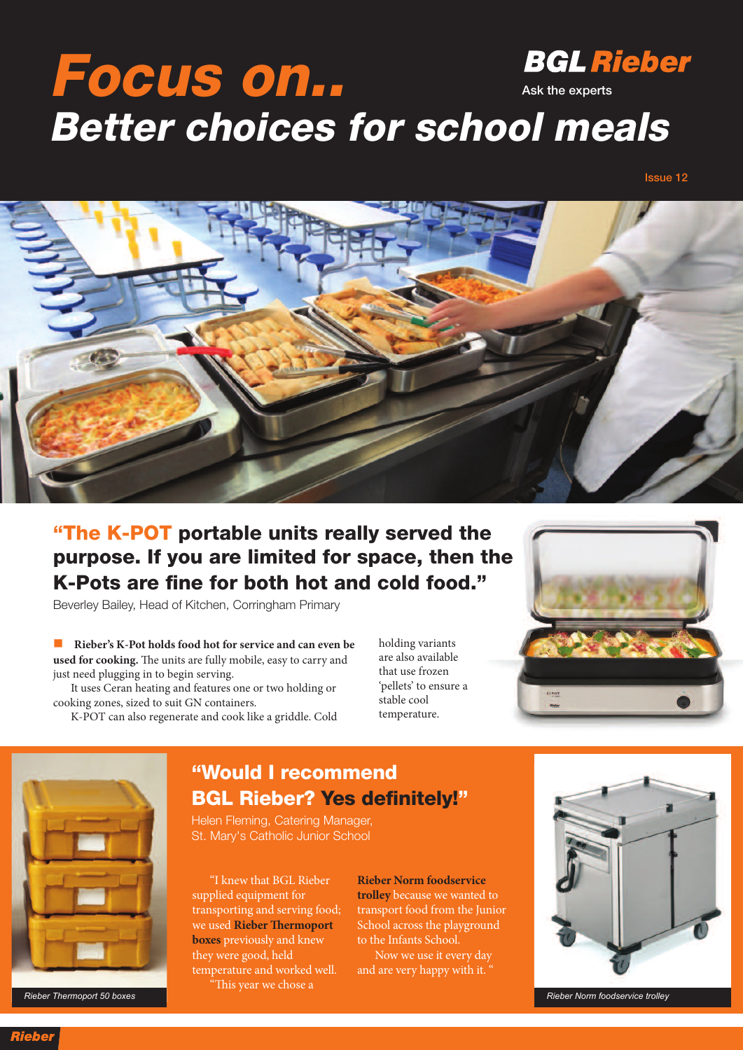# Focus on.. Better choices for school meals

**BGL Rieber**
Ask the experts

Issue 12

## "The K-POT portable units really served the purpose. If you are limited for space, then the K-Pots are fine for both hot and cold food."

Beverley Bailey, Head of Kitchen, Corringham Primary

**Rieber's K-Pot holds food hot for service and can even be used for cooking.** The units are fully mobile, easy to carry and just need plugging in to begin serving.

It uses Ceran heating and features one or two holding or cooking zones, sized to suit GN containers.

K-POT can also regenerate and cook like a griddle. Cold holding variants are also available that use frozen 'pellets' to ensure a stable cool temperature.

## "Would I recommend BGL Rieber? Yes definitely!"

Helen Fleming, Catering Manager, St. Mary's Catholic Junior School

"I knew that BGL Rieber supplied equipment for transporting and serving food; we used **Rieber Thermoport boxes** previously and knew they were good, held temperature and worked well.

"This year we chose a **Rieber Norm foodservice trolley** because we wanted to transport food from the Junior School across the playground to the Infants School.

Now we use it every day and are very happy with it. "

*Rieber Thermoport 50 boxes*

*Rieber Norm foodservice trolley*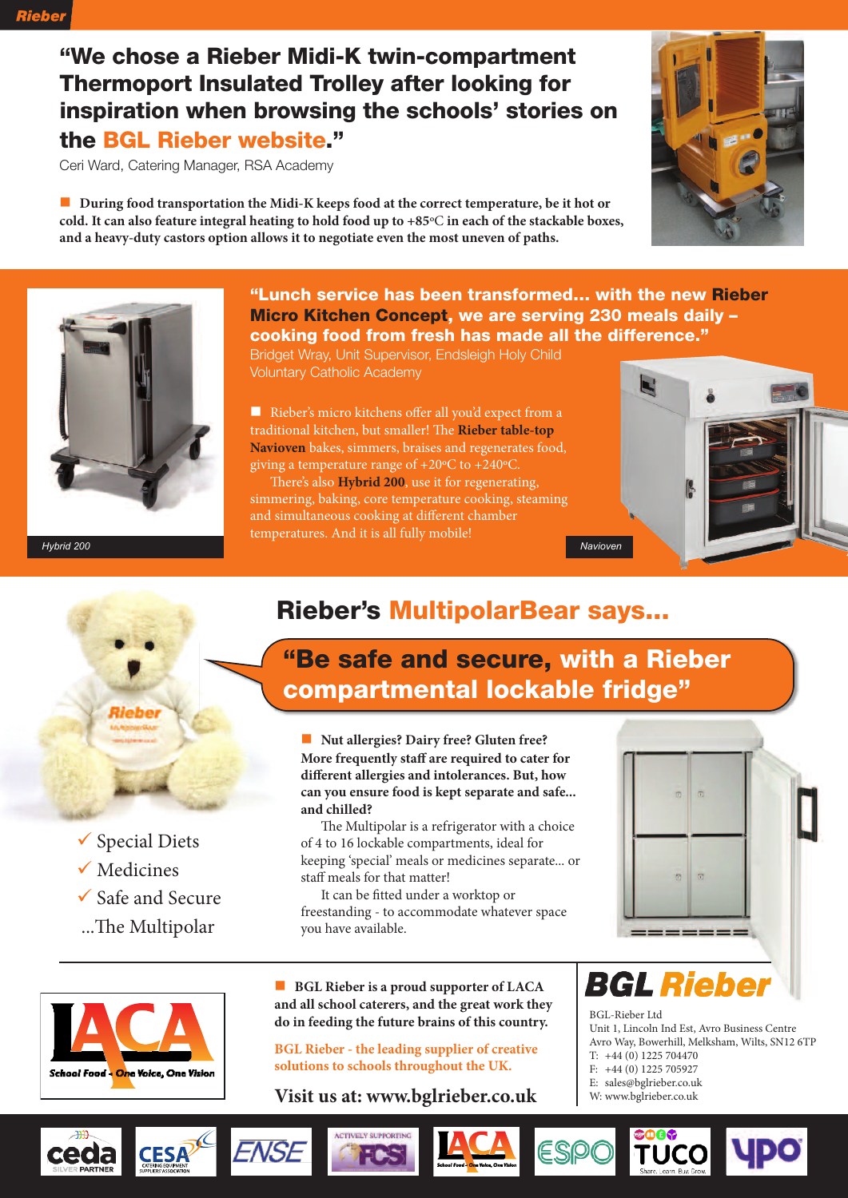## "We chose a Rieber Midi-K twin-compartment Thermoport Insulated Trolley after looking for inspiration when browsing the schools' stories on the BGL Rieber website."

Ceri Ward, Catering Manager, RSA Academy

**During food transportation the Midi-K keeps food at the correct temperature, be it hot or cold. It can also feature integral heating to hold food up to +85ºC in each of the stackable boxes, and a heavy-duty castors option allows it to negotiate even the most uneven of paths.**

## "Lunch service has been transformed... with the new Rieber Micro Kitchen Concept, we are serving 230 meals daily – cooking food from fresh has made all the difference."

Bridget Wray, Unit Supervisor, Endsleigh Holy Child Voluntary Catholic Academy

Rieber's micro kitchens offer all you'd expect from a traditional kitchen, but smaller! The **Rieber table-top Navioven** bakes, simmers, braises and regenerates food, giving a temperature range of +20ºC to +240ºC.

There's also **Hybrid 200**, use it for regenerating, simmering, baking, core temperature cooking, steaming and simultaneous cooking at different chamber temperatures. And it is all fully mobile!

*Hybrid 200*

Navioven

## Rieber's MultipolarBear says...

### "Be safe and secure, with a Rieber compartmental lockable fridge"

**Nut allergies? Dairy free? Gluten free? More frequently staff are required to cater for different allergies and intolerances. But, how can you ensure food is kept separate and safe... and chilled?**

The Multipolar is a refrigerator with a choice of 4 to 16 lockable compartments, ideal for keeping 'special' meals or medicines separate... or staff meals for that matter!

It can be fitted under a worktop or freestanding - to accommodate whatever space you have available.

- ✓ Special Diets
- ✓ Medicines
- ✓ Safe and Secure

...The Multipolar

LACA School Food - One Voice, One Vision

**BGL Rieber is a proud supporter of LACA and all school caterers, and the great work they do in feeding the future brains of this country.**

**BGL Rieber - the leading supplier of creative solutions to schools throughout the UK.**

**Visit us at: www.bglrieber.co.uk**

**BGL Rieber**

BGL-Rieber Ltd
Unit 1, Lincoln Ind Est, Avro Business Centre
Avro Way, Bowerhill, Melksham, Wilts, SN12 6TP
T: +44 (0) 1225 704470
F: +44 (0) 1225 705927
E: sales@bglrieber.co.uk
W: www.bglrieber.co.uk